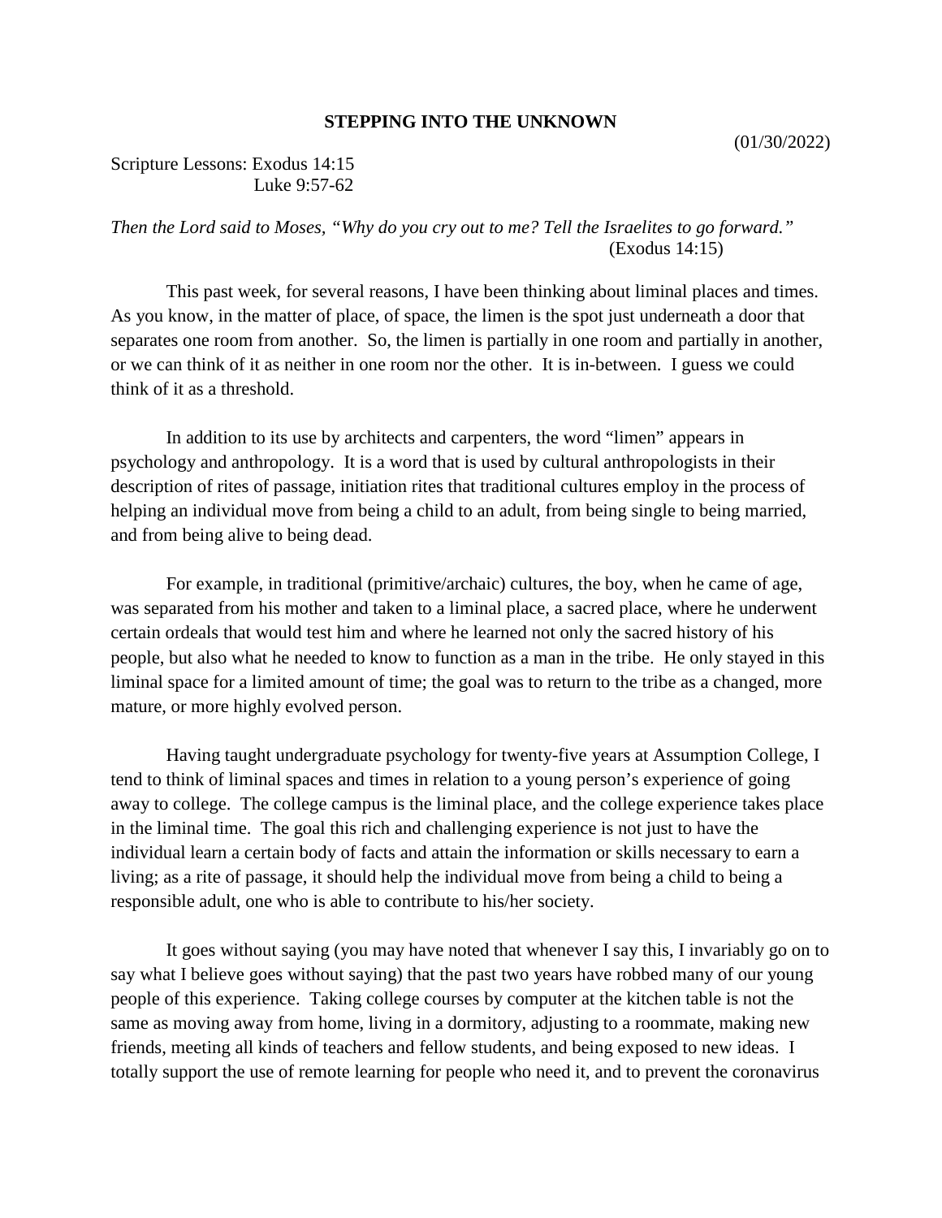# STEPPING INTO THE UNKNOWN

(01/30/2022)

Scripture Lessons: Exodus 14:15
Luke 9:57-62

*Then the Lord said to Moses, "Why do you cry out to me? Tell the Israelites to go forward."*
(Exodus 14:15)

This past week, for several reasons, I have been thinking about liminal places and times. As you know, in the matter of place, of space, the limen is the spot just underneath a door that separates one room from another. So, the limen is partially in one room and partially in another, or we can think of it as neither in one room nor the other. It is in-between. I guess we could think of it as a threshold.

In addition to its use by architects and carpenters, the word "limen" appears in psychology and anthropology. It is a word that is used by cultural anthropologists in their description of rites of passage, initiation rites that traditional cultures employ in the process of helping an individual move from being a child to an adult, from being single to being married, and from being alive to being dead.

For example, in traditional (primitive/archaic) cultures, the boy, when he came of age, was separated from his mother and taken to a liminal place, a sacred place, where he underwent certain ordeals that would test him and where he learned not only the sacred history of his people, but also what he needed to know to function as a man in the tribe. He only stayed in this liminal space for a limited amount of time; the goal was to return to the tribe as a changed, more mature, or more highly evolved person.

Having taught undergraduate psychology for twenty-five years at Assumption College, I tend to think of liminal spaces and times in relation to a young person's experience of going away to college. The college campus is the liminal place, and the college experience takes place in the liminal time. The goal this rich and challenging experience is not just to have the individual learn a certain body of facts and attain the information or skills necessary to earn a living; as a rite of passage, it should help the individual move from being a child to being a responsible adult, one who is able to contribute to his/her society.

It goes without saying (you may have noted that whenever I say this, I invariably go on to say what I believe goes without saying) that the past two years have robbed many of our young people of this experience. Taking college courses by computer at the kitchen table is not the same as moving away from home, living in a dormitory, adjusting to a roommate, making new friends, meeting all kinds of teachers and fellow students, and being exposed to new ideas. I totally support the use of remote learning for people who need it, and to prevent the coronavirus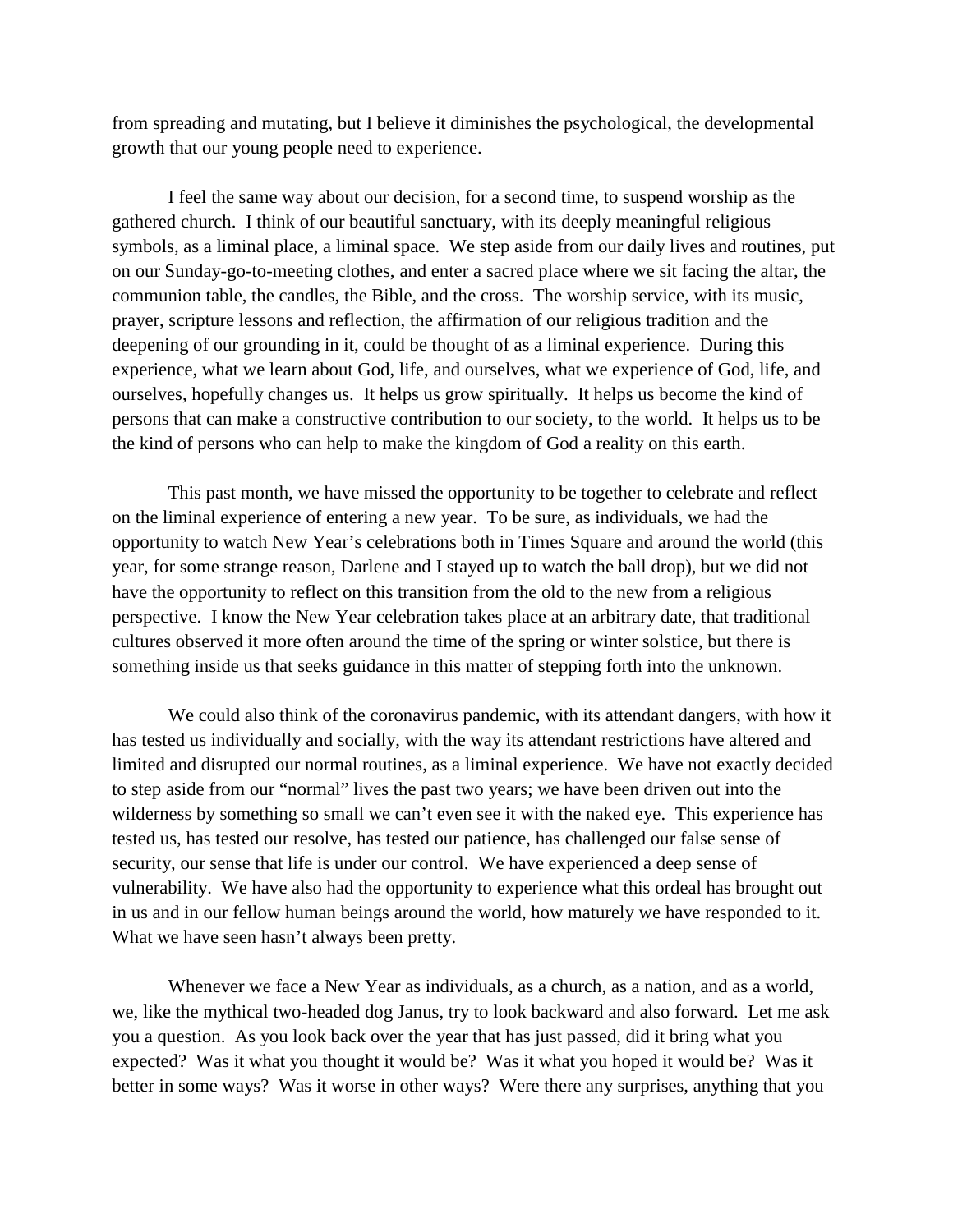from spreading and mutating, but I believe it diminishes the psychological, the developmental growth that our young people need to experience.

I feel the same way about our decision, for a second time, to suspend worship as the gathered church. I think of our beautiful sanctuary, with its deeply meaningful religious symbols, as a liminal place, a liminal space. We step aside from our daily lives and routines, put on our Sunday-go-to-meeting clothes, and enter a sacred place where we sit facing the altar, the communion table, the candles, the Bible, and the cross. The worship service, with its music, prayer, scripture lessons and reflection, the affirmation of our religious tradition and the deepening of our grounding in it, could be thought of as a liminal experience. During this experience, what we learn about God, life, and ourselves, what we experience of God, life, and ourselves, hopefully changes us. It helps us grow spiritually. It helps us become the kind of persons that can make a constructive contribution to our society, to the world. It helps us to be the kind of persons who can help to make the kingdom of God a reality on this earth.

This past month, we have missed the opportunity to be together to celebrate and reflect on the liminal experience of entering a new year. To be sure, as individuals, we had the opportunity to watch New Year's celebrations both in Times Square and around the world (this year, for some strange reason, Darlene and I stayed up to watch the ball drop), but we did not have the opportunity to reflect on this transition from the old to the new from a religious perspective. I know the New Year celebration takes place at an arbitrary date, that traditional cultures observed it more often around the time of the spring or winter solstice, but there is something inside us that seeks guidance in this matter of stepping forth into the unknown.

We could also think of the coronavirus pandemic, with its attendant dangers, with how it has tested us individually and socially, with the way its attendant restrictions have altered and limited and disrupted our normal routines, as a liminal experience. We have not exactly decided to step aside from our "normal" lives the past two years; we have been driven out into the wilderness by something so small we can't even see it with the naked eye. This experience has tested us, has tested our resolve, has tested our patience, has challenged our false sense of security, our sense that life is under our control. We have experienced a deep sense of vulnerability. We have also had the opportunity to experience what this ordeal has brought out in us and in our fellow human beings around the world, how maturely we have responded to it. What we have seen hasn't always been pretty.

Whenever we face a New Year as individuals, as a church, as a nation, and as a world, we, like the mythical two-headed dog Janus, try to look backward and also forward. Let me ask you a question. As you look back over the year that has just passed, did it bring what you expected? Was it what you thought it would be? Was it what you hoped it would be? Was it better in some ways? Was it worse in other ways? Were there any surprises, anything that you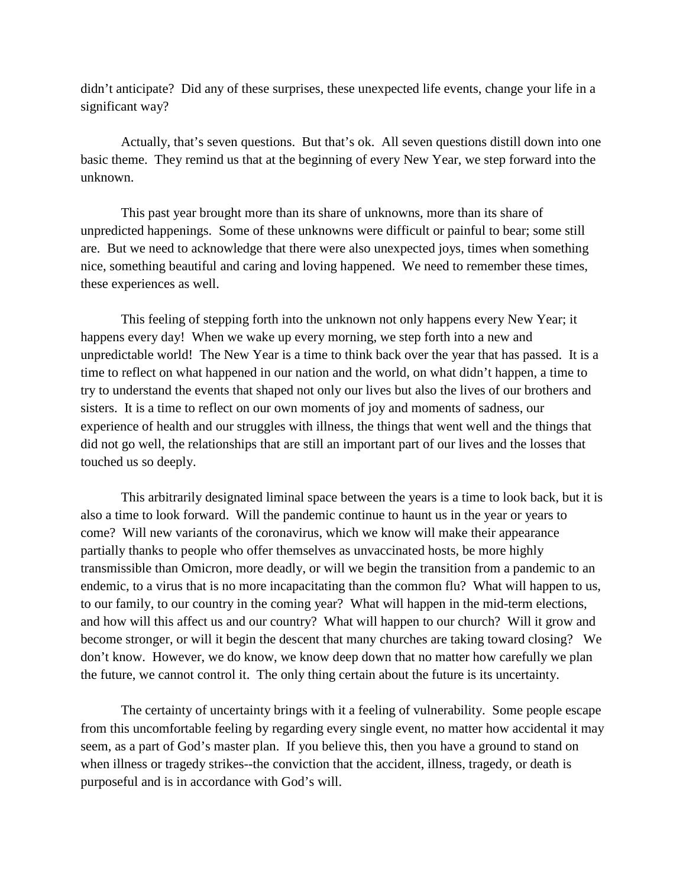didn't anticipate? Did any of these surprises, these unexpected life events, change your life in a significant way?

Actually, that's seven questions. But that's ok. All seven questions distill down into one basic theme. They remind us that at the beginning of every New Year, we step forward into the unknown.

This past year brought more than its share of unknowns, more than its share of unpredicted happenings. Some of these unknowns were difficult or painful to bear; some still are. But we need to acknowledge that there were also unexpected joys, times when something nice, something beautiful and caring and loving happened. We need to remember these times, these experiences as well.

This feeling of stepping forth into the unknown not only happens every New Year; it happens every day! When we wake up every morning, we step forth into a new and unpredictable world! The New Year is a time to think back over the year that has passed. It is a time to reflect on what happened in our nation and the world, on what didn't happen, a time to try to understand the events that shaped not only our lives but also the lives of our brothers and sisters. It is a time to reflect on our own moments of joy and moments of sadness, our experience of health and our struggles with illness, the things that went well and the things that did not go well, the relationships that are still an important part of our lives and the losses that touched us so deeply.

This arbitrarily designated liminal space between the years is a time to look back, but it is also a time to look forward. Will the pandemic continue to haunt us in the year or years to come? Will new variants of the coronavirus, which we know will make their appearance partially thanks to people who offer themselves as unvaccinated hosts, be more highly transmissible than Omicron, more deadly, or will we begin the transition from a pandemic to an endemic, to a virus that is no more incapacitating than the common flu? What will happen to us, to our family, to our country in the coming year? What will happen in the mid-term elections, and how will this affect us and our country? What will happen to our church? Will it grow and become stronger, or will it begin the descent that many churches are taking toward closing? We don't know. However, we do know, we know deep down that no matter how carefully we plan the future, we cannot control it. The only thing certain about the future is its uncertainty.

The certainty of uncertainty brings with it a feeling of vulnerability. Some people escape from this uncomfortable feeling by regarding every single event, no matter how accidental it may seem, as a part of God's master plan. If you believe this, then you have a ground to stand on when illness or tragedy strikes--the conviction that the accident, illness, tragedy, or death is purposeful and is in accordance with God's will.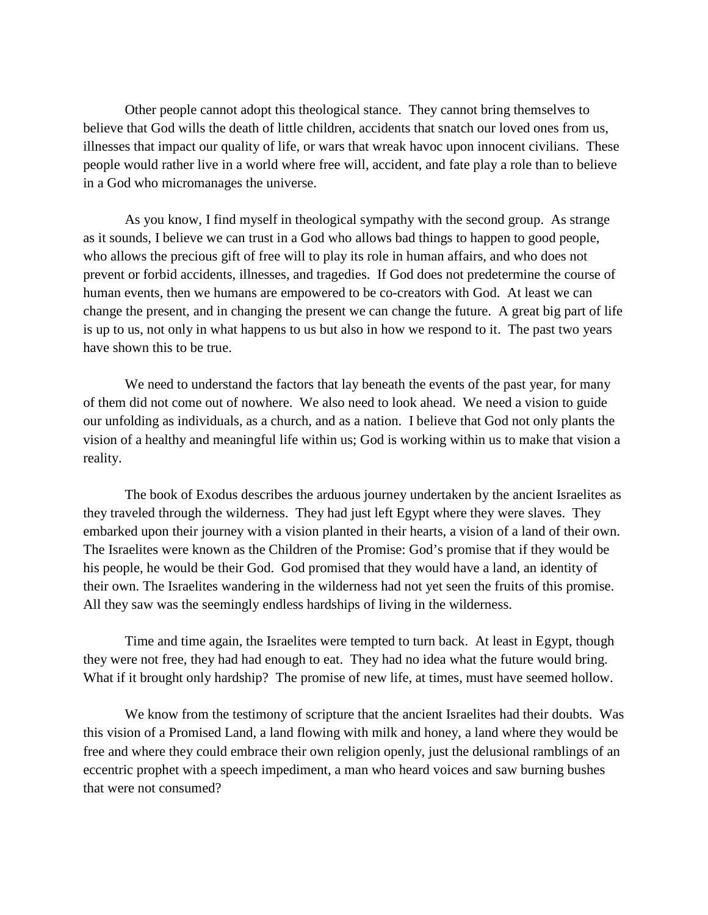Other people cannot adopt this theological stance. They cannot bring themselves to believe that God wills the death of little children, accidents that snatch our loved ones from us, illnesses that impact our quality of life, or wars that wreak havoc upon innocent civilians. These people would rather live in a world where free will, accident, and fate play a role than to believe in a God who micromanages the universe.

As you know, I find myself in theological sympathy with the second group. As strange as it sounds, I believe we can trust in a God who allows bad things to happen to good people, who allows the precious gift of free will to play its role in human affairs, and who does not prevent or forbid accidents, illnesses, and tragedies. If God does not predetermine the course of human events, then we humans are empowered to be co-creators with God. At least we can change the present, and in changing the present we can change the future. A great big part of life is up to us, not only in what happens to us but also in how we respond to it. The past two years have shown this to be true.

We need to understand the factors that lay beneath the events of the past year, for many of them did not come out of nowhere. We also need to look ahead. We need a vision to guide our unfolding as individuals, as a church, and as a nation. I believe that God not only plants the vision of a healthy and meaningful life within us; God is working within us to make that vision a reality.

The book of Exodus describes the arduous journey undertaken by the ancient Israelites as they traveled through the wilderness. They had just left Egypt where they were slaves. They embarked upon their journey with a vision planted in their hearts, a vision of a land of their own. The Israelites were known as the Children of the Promise: God's promise that if they would be his people, he would be their God. God promised that they would have a land, an identity of their own. The Israelites wandering in the wilderness had not yet seen the fruits of this promise. All they saw was the seemingly endless hardships of living in the wilderness.

Time and time again, the Israelites were tempted to turn back. At least in Egypt, though they were not free, they had had enough to eat. They had no idea what the future would bring. What if it brought only hardship? The promise of new life, at times, must have seemed hollow.

We know from the testimony of scripture that the ancient Israelites had their doubts. Was this vision of a Promised Land, a land flowing with milk and honey, a land where they would be free and where they could embrace their own religion openly, just the delusional ramblings of an eccentric prophet with a speech impediment, a man who heard voices and saw burning bushes that were not consumed?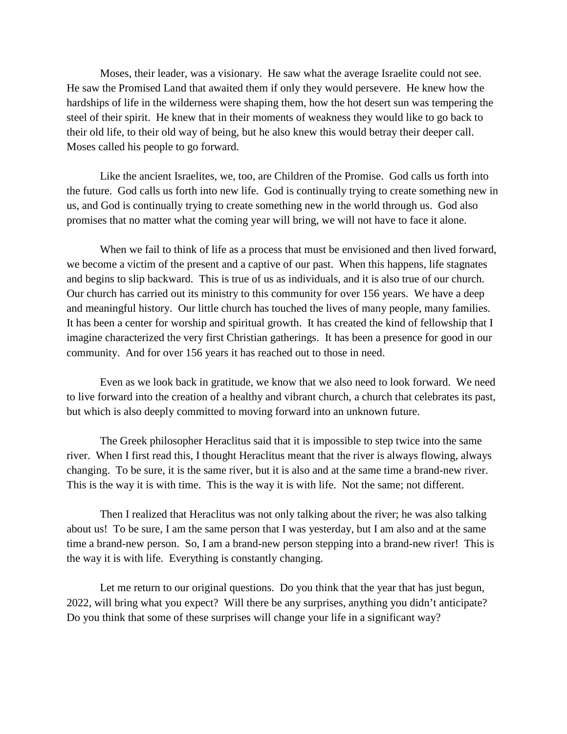Moses, their leader, was a visionary. He saw what the average Israelite could not see. He saw the Promised Land that awaited them if only they would persevere. He knew how the hardships of life in the wilderness were shaping them, how the hot desert sun was tempering the steel of their spirit. He knew that in their moments of weakness they would like to go back to their old life, to their old way of being, but he also knew this would betray their deeper call. Moses called his people to go forward.

Like the ancient Israelites, we, too, are Children of the Promise. God calls us forth into the future. God calls us forth into new life. God is continually trying to create something new in us, and God is continually trying to create something new in the world through us. God also promises that no matter what the coming year will bring, we will not have to face it alone.

When we fail to think of life as a process that must be envisioned and then lived forward, we become a victim of the present and a captive of our past. When this happens, life stagnates and begins to slip backward. This is true of us as individuals, and it is also true of our church. Our church has carried out its ministry to this community for over 156 years. We have a deep and meaningful history. Our little church has touched the lives of many people, many families. It has been a center for worship and spiritual growth. It has created the kind of fellowship that I imagine characterized the very first Christian gatherings. It has been a presence for good in our community. And for over 156 years it has reached out to those in need.

Even as we look back in gratitude, we know that we also need to look forward. We need to live forward into the creation of a healthy and vibrant church, a church that celebrates its past, but which is also deeply committed to moving forward into an unknown future.

The Greek philosopher Heraclitus said that it is impossible to step twice into the same river. When I first read this, I thought Heraclitus meant that the river is always flowing, always changing. To be sure, it is the same river, but it is also and at the same time a brand-new river. This is the way it is with time. This is the way it is with life. Not the same; not different.

Then I realized that Heraclitus was not only talking about the river; he was also talking about us! To be sure, I am the same person that I was yesterday, but I am also and at the same time a brand-new person. So, I am a brand-new person stepping into a brand-new river! This is the way it is with life. Everything is constantly changing.

Let me return to our original questions. Do you think that the year that has just begun, 2022, will bring what you expect? Will there be any surprises, anything you didn't anticipate? Do you think that some of these surprises will change your life in a significant way?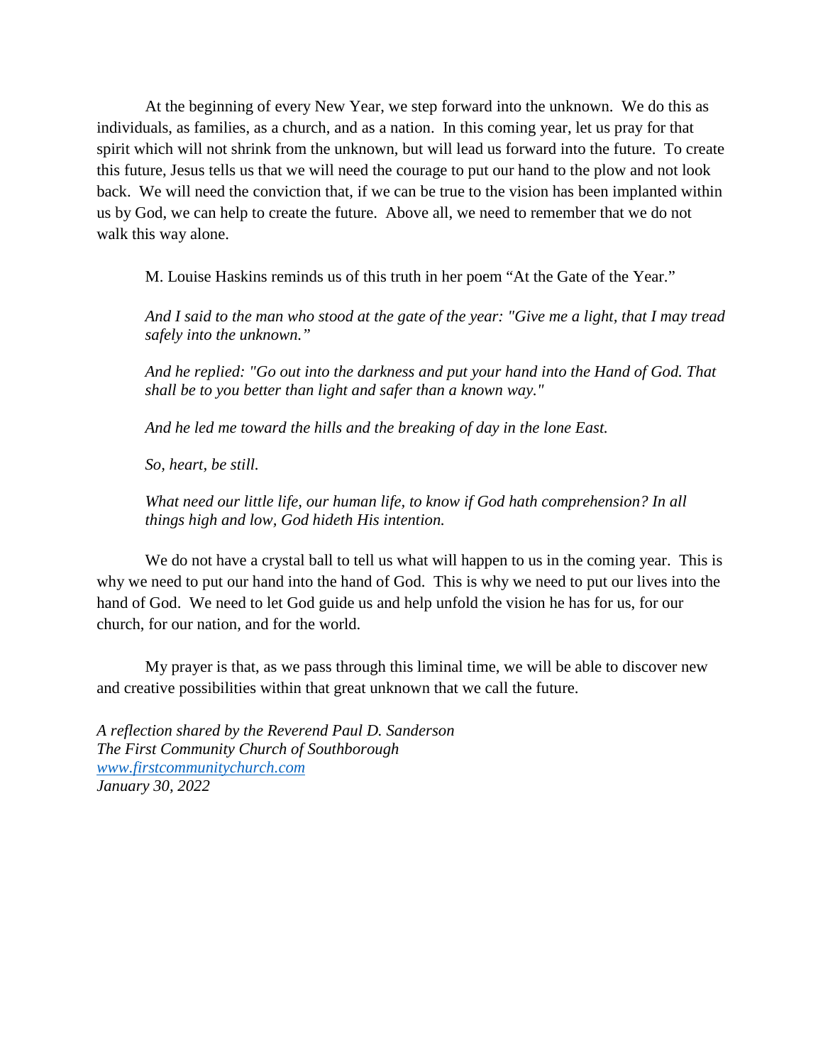At the beginning of every New Year, we step forward into the unknown. We do this as individuals, as families, as a church, and as a nation. In this coming year, let us pray for that spirit which will not shrink from the unknown, but will lead us forward into the future. To create this future, Jesus tells us that we will need the courage to put our hand to the plow and not look back. We will need the conviction that, if we can be true to the vision has been implanted within us by God, we can help to create the future. Above all, we need to remember that we do not walk this way alone.

M. Louise Haskins reminds us of this truth in her poem "At the Gate of the Year."

> *And I said to the man who stood at the gate of the year: "Give me a light, that I may tread safely into the unknown."*
>
> *And he replied: "Go out into the darkness and put your hand into the Hand of God. That shall be to you better than light and safer than a known way."*
>
> *And he led me toward the hills and the breaking of day in the lone East.*
>
> *So, heart, be still.*
>
> *What need our little life, our human life, to know if God hath comprehension? In all things high and low, God hideth His intention.*

We do not have a crystal ball to tell us what will happen to us in the coming year. This is why we need to put our hand into the hand of God. This is why we need to put our lives into the hand of God. We need to let God guide us and help unfold the vision he has for us, for our church, for our nation, and for the world.

My prayer is that, as we pass through this liminal time, we will be able to discover new and creative possibilities within that great unknown that we call the future.

*A reflection shared by the Reverend Paul D. Sanderson*
*The First Community Church of Southborough*
*[www.firstcommunitychurch.com](http://www.firstcommunitychurch.com)*
*January 30, 2022*